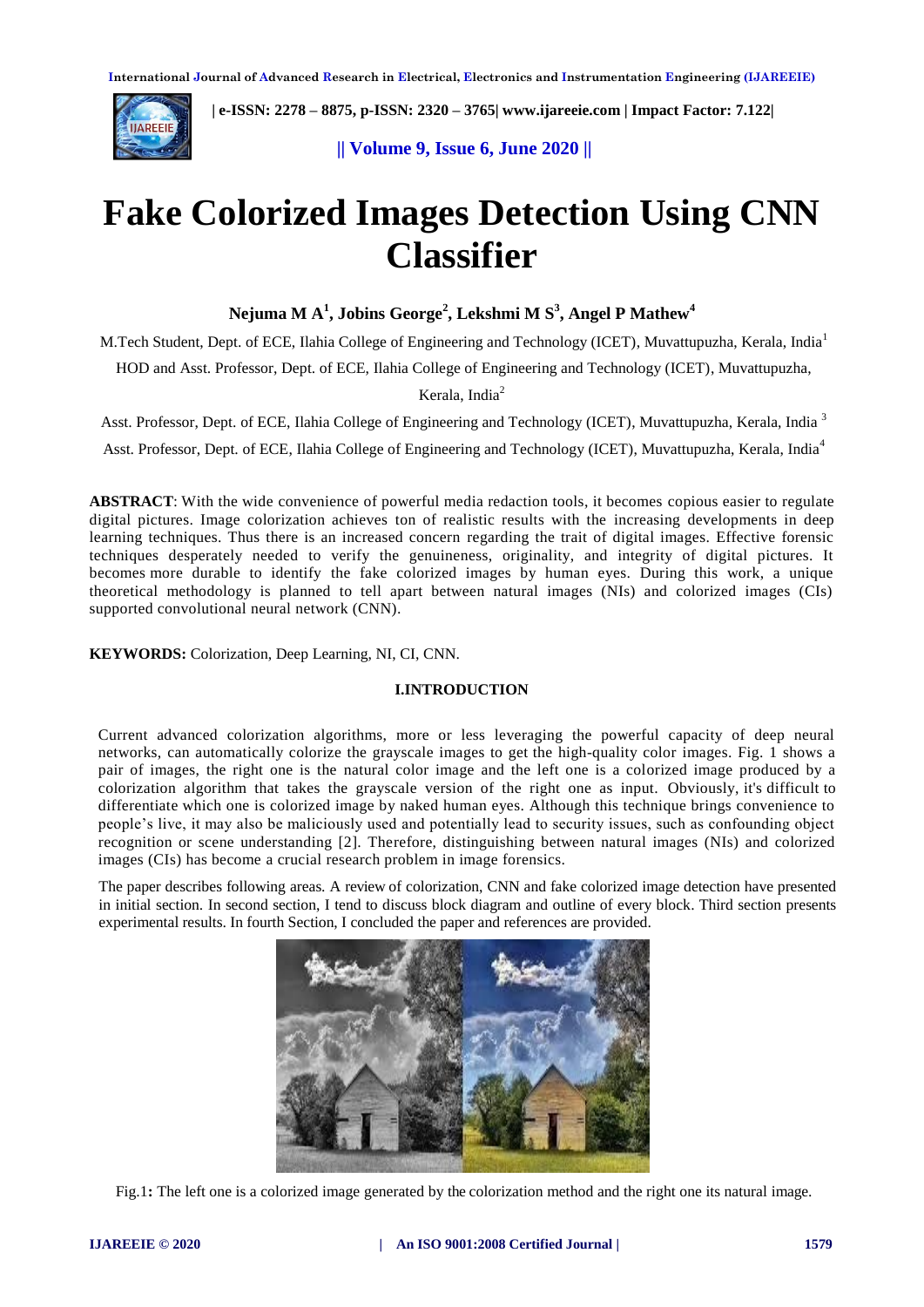# Fake Colorized Images Detection Using CNN Classifier

**Nejuma M A[1], Jobins George[2], Lekshmi M S[3], Angel P Mathew[4]**

M.Tech Student, Dept. of ECE, Ilahia College of Engineering and Technology (ICET), Muvattupuzha, Kerala, India[1]

HOD and Asst. Professor, Dept. of ECE, Ilahia College of Engineering and Technology (ICET), Muvattupuzha, Kerala, India[2]

Asst. Professor, Dept. of ECE, Ilahia College of Engineering and Technology (ICET), Muvattupuzha, Kerala, India [3]

Asst. Professor, Dept. of ECE, Ilahia College of Engineering and Technology (ICET), Muvattupuzha, Kerala, India[4]

**ABSTRACT**: With the wide convenience of powerful media redaction tools, it becomes copious easier to regulate digital pictures. Image colorization achieves ton of realistic results with the increasing developments in deep learning techniques. Thus there is an increased concern regarding the trait of digital images. Effective forensic techniques desperately needed to verify the genuineness, originality, and integrity of digital pictures. It becomes more durable to identify the fake colorized images by human eyes. During this work, a unique theoretical methodology is planned to tell apart between natural images (NIs) and colorized images (CIs) supported convolutional neural network (CNN).

**KEYWORDS:** Colorization, Deep Learning, NI, CI, CNN.

## I.INTRODUCTION

Current advanced colorization algorithms, more or less leveraging the powerful capacity of deep neural networks, can automatically colorize the grayscale images to get the high-quality color images. Fig. 1 shows a pair of images, the right one is the natural color image and the left one is a colorized image produced by a colorization algorithm that takes the grayscale version of the right one as input. Obviously, it's difficult to differentiate which one is colorized image by naked human eyes. Although this technique brings convenience to people's live, it may also be maliciously used and potentially lead to security issues, such as confounding object recognition or scene understanding [2]. Therefore, distinguishing between natural images (NIs) and colorized images (CIs) has become a crucial research problem in image forensics.

The paper describes following areas. A review of colorization, CNN and fake colorized image detection have presented in initial section. In second section, I tend to discuss block diagram and outline of every block. Third section presents experimental results. In fourth Section, I concluded the paper and references are provided.

Fig.1**:** The left one is a colorized image generated by the colorization method and the right one its natural image.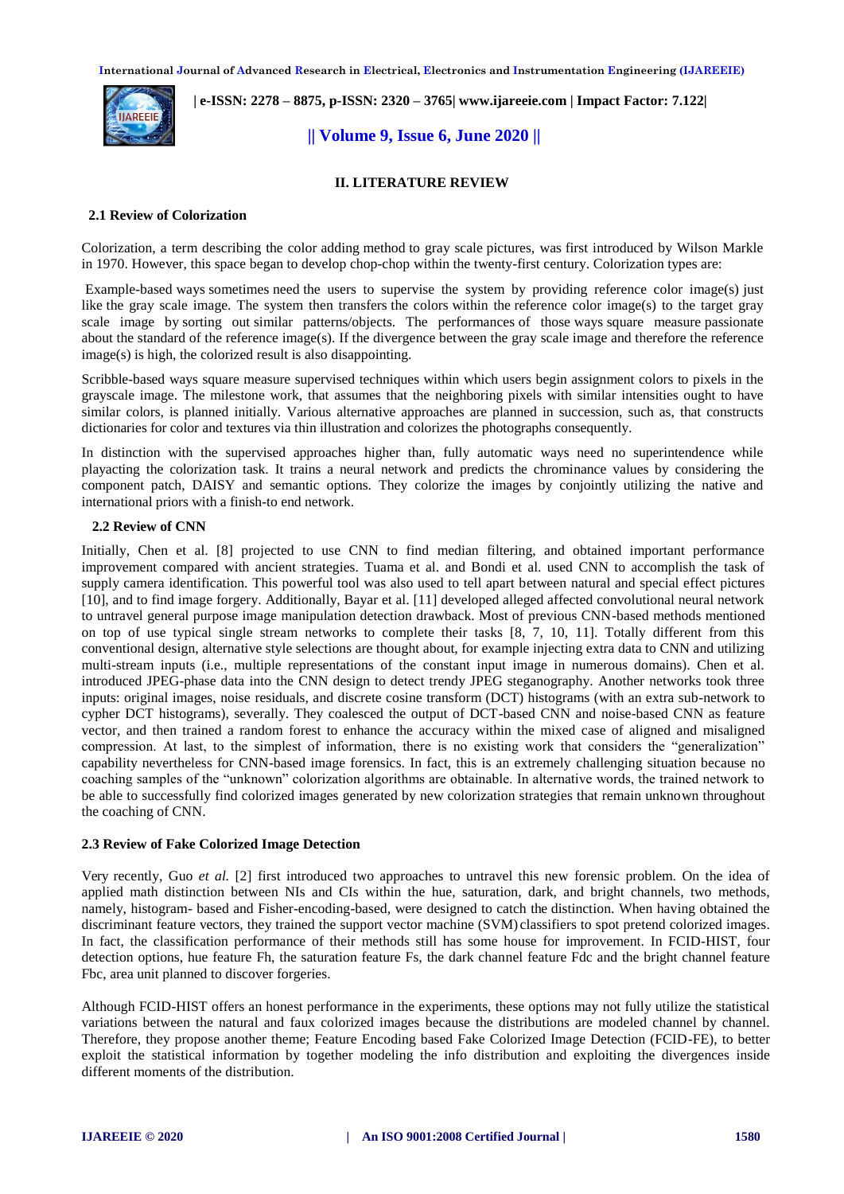## II. LITERATURE REVIEW

### 2.1 Review of Colorization

Colorization, a term describing the color adding method to gray scale pictures, was first introduced by Wilson Markle in 1970. However, this space began to develop chop-chop within the twenty-first century. Colorization types are:

Example-based ways sometimes need the users to supervise the system by providing reference color image(s) just like the gray scale image. The system then transfers the colors within the reference color image(s) to the target gray scale image by sorting out similar patterns/objects. The performances of those ways square measure passionate about the standard of the reference image(s). If the divergence between the gray scale image and therefore the reference image(s) is high, the colorized result is also disappointing.

Scribble-based ways square measure supervised techniques within which users begin assignment colors to pixels in the grayscale image. The milestone work, that assumes that the neighboring pixels with similar intensities ought to have similar colors, is planned initially. Various alternative approaches are planned in succession, such as, that constructs dictionaries for color and textures via thin illustration and colorizes the photographs consequently.

In distinction with the supervised approaches higher than, fully automatic ways need no superintendence while playacting the colorization task. It trains a neural network and predicts the chrominance values by considering the component patch, DAISY and semantic options. They colorize the images by conjointly utilizing the native and international priors with a finish-to end network.

### 2.2 Review of CNN

Initially, Chen et al. [8] projected to use CNN to find median filtering, and obtained important performance improvement compared with ancient strategies. Tuama et al. and Bondi et al. used CNN to accomplish the task of supply camera identification. This powerful tool was also used to tell apart between natural and special effect pictures [10], and to find image forgery. Additionally, Bayar et al. [11] developed alleged affected convolutional neural network to untravel general purpose image manipulation detection drawback. Most of previous CNN-based methods mentioned on top of use typical single stream networks to complete their tasks [8, 7, 10, 11]. Totally different from this conventional design, alternative style selections are thought about, for example injecting extra data to CNN and utilizing multi-stream inputs (i.e., multiple representations of the constant input image in numerous domains). Chen et al. introduced JPEG-phase data into the CNN design to detect trendy JPEG steganography. Another networks took three inputs: original images, noise residuals, and discrete cosine transform (DCT) histograms (with an extra sub-network to cypher DCT histograms), severally. They coalesced the output of DCT-based CNN and noise-based CNN as feature vector, and then trained a random forest to enhance the accuracy within the mixed case of aligned and misaligned compression. At last, to the simplest of information, there is no existing work that considers the "generalization" capability nevertheless for CNN-based image forensics. In fact, this is an extremely challenging situation because no coaching samples of the "unknown" colorization algorithms are obtainable. In alternative words, the trained network to be able to successfully find colorized images generated by new colorization strategies that remain unknown throughout the coaching of CNN.

### 2.3 Review of Fake Colorized Image Detection

Very recently, Guo *et al.* [2] first introduced two approaches to untravel this new forensic problem. On the idea of applied math distinction between NIs and CIs within the hue, saturation, dark, and bright channels, two methods, namely, histogram- based and Fisher-encoding-based, were designed to catch the distinction. When having obtained the discriminant feature vectors, they trained the support vector machine (SVM) classifiers to spot pretend colorized images. In fact, the classification performance of their methods still has some house for improvement. In FCID-HIST, four detection options, hue feature Fh, the saturation feature Fs, the dark channel feature Fdc and the bright channel feature Fbc, area unit planned to discover forgeries.

Although FCID-HIST offers an honest performance in the experiments, these options may not fully utilize the statistical variations between the natural and faux colorized images because the distributions are modeled channel by channel. Therefore, they propose another theme; Feature Encoding based Fake Colorized Image Detection (FCID-FE), to better exploit the statistical information by together modeling the info distribution and exploiting the divergences inside different moments of the distribution.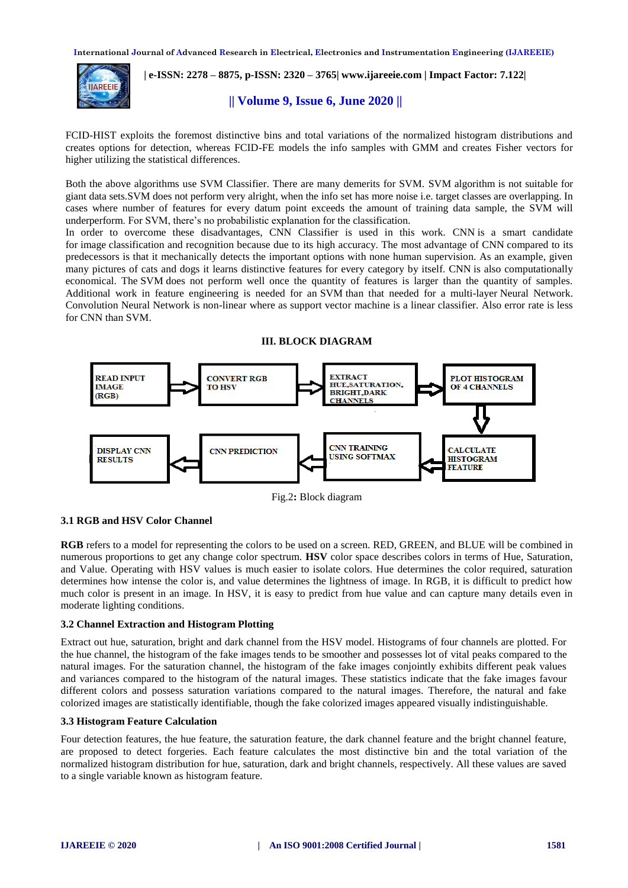FCID-HIST exploits the foremost distinctive bins and total variations of the normalized histogram distributions and creates options for detection, whereas FCID-FE models the info samples with GMM and creates Fisher vectors for higher utilizing the statistical differences.

Both the above algorithms use SVM Classifier. There are many demerits for SVM. SVM algorithm is not suitable for giant data sets.SVM does not perform very alright, when the info set has more noise i.e. target classes are overlapping. In cases where number of features for every datum point exceeds the amount of training data sample, the SVM will underperform. For SVM, there's no probabilistic explanation for the classification.
In order to overcome these disadvantages, CNN Classifier is used in this work. CNN is a smart candidate for image classification and recognition because due to its high accuracy. The most advantage of CNN compared to its predecessors is that it mechanically detects the important options with none human supervision. As an example, given many pictures of cats and dogs it learns distinctive features for every category by itself. CNN is also computationally economical. The SVM does not perform well once the quantity of features is larger than the quantity of samples. Additional work in feature engineering is needed for an SVM than that needed for a multi-layer Neural Network. Convolution Neural Network is non-linear where as support vector machine is a linear classifier. Also error rate is less for CNN than SVM.

## III. BLOCK DIAGRAM

READ INPUT IMAGE (RGB) → CONVERT RGB TO HSV → EXTRACT HUE,SATURATION, BRIGHT,DARK CHANNELS → PLOT HISTOGRAM OF 4 CHANNELS → CALCULATE HISTOGRAM FEATURE → CNN TRAINING USING SOFTMAX → CNN PREDICTION → DISPLAY CNN RESULTS

Fig.2**:** Block diagram

### 3.1 RGB and HSV Color Channel

**RGB** refers to a model for representing the colors to be used on a screen. RED, GREEN, and BLUE will be combined in numerous proportions to get any change color spectrum. **HSV** color space describes colors in terms of Hue, Saturation, and Value. Operating with HSV values is much easier to isolate colors. Hue determines the color required, saturation determines how intense the color is, and value determines the lightness of image. In RGB, it is difficult to predict how much color is present in an image. In HSV, it is easy to predict from hue value and can capture many details even in moderate lighting conditions.

### 3.2 Channel Extraction and Histogram Plotting

Extract out hue, saturation, bright and dark channel from the HSV model. Histograms of four channels are plotted. For the hue channel, the histogram of the fake images tends to be smoother and possesses lot of vital peaks compared to the natural images. For the saturation channel, the histogram of the fake images conjointly exhibits different peak values and variances compared to the histogram of the natural images. These statistics indicate that the fake images favour different colors and possess saturation variations compared to the natural images. Therefore, the natural and fake colorized images are statistically identifiable, though the fake colorized images appeared visually indistinguishable.

### 3.3 Histogram Feature Calculation

Four detection features, the hue feature, the saturation feature, the dark channel feature and the bright channel feature, are proposed to detect forgeries. Each feature calculates the most distinctive bin and the total variation of the normalized histogram distribution for hue, saturation, dark and bright channels, respectively. All these values are saved to a single variable known as histogram feature.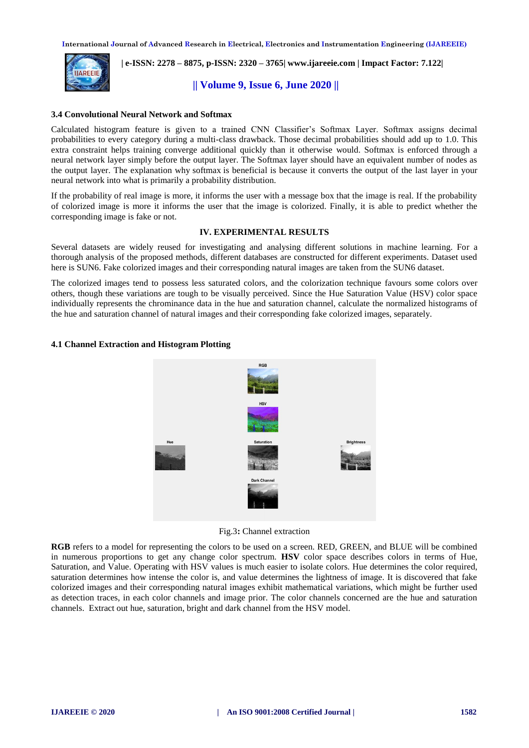### 3.4 Convolutional Neural Network and Softmax

Calculated histogram feature is given to a trained CNN Classifier's Softmax Layer. Softmax assigns decimal probabilities to every category during a multi-class drawback. Those decimal probabilities should add up to 1.0. This extra constraint helps training converge additional quickly than it otherwise would. Softmax is enforced through a neural network layer simply before the output layer. The Softmax layer should have an equivalent number of nodes as the output layer. The explanation why softmax is beneficial is because it converts the output of the last layer in your neural network into what is primarily a probability distribution.

If the probability of real image is more, it informs the user with a message box that the image is real. If the probability of colorized image is more it informs the user that the image is colorized. Finally, it is able to predict whether the corresponding image is fake or not.

## IV. EXPERIMENTAL RESULTS

Several datasets are widely reused for investigating and analysing different solutions in machine learning. For a thorough analysis of the proposed methods, different databases are constructed for different experiments. Dataset used here is SUN6. Fake colorized images and their corresponding natural images are taken from the SUN6 dataset.

The colorized images tend to possess less saturated colors, and the colorization technique favours some colors over others, though these variations are tough to be visually perceived. Since the Hue Saturation Value (HSV) color space individually represents the chrominance data in the hue and saturation channel, calculate the normalized histograms of the hue and saturation channel of natural images and their corresponding fake colorized images, separately.

### 4.1 Channel Extraction and Histogram Plotting

Fig.3**:** Channel extraction

**RGB** refers to a model for representing the colors to be used on a screen. RED, GREEN, and BLUE will be combined in numerous proportions to get any change color spectrum. **HSV** color space describes colors in terms of Hue, Saturation, and Value. Operating with HSV values is much easier to isolate colors. Hue determines the color required, saturation determines how intense the color is, and value determines the lightness of image. It is discovered that fake colorized images and their corresponding natural images exhibit mathematical variations, which might be further used as detection traces, in each color channels and image prior. The color channels concerned are the hue and saturation channels. Extract out hue, saturation, bright and dark channel from the HSV model.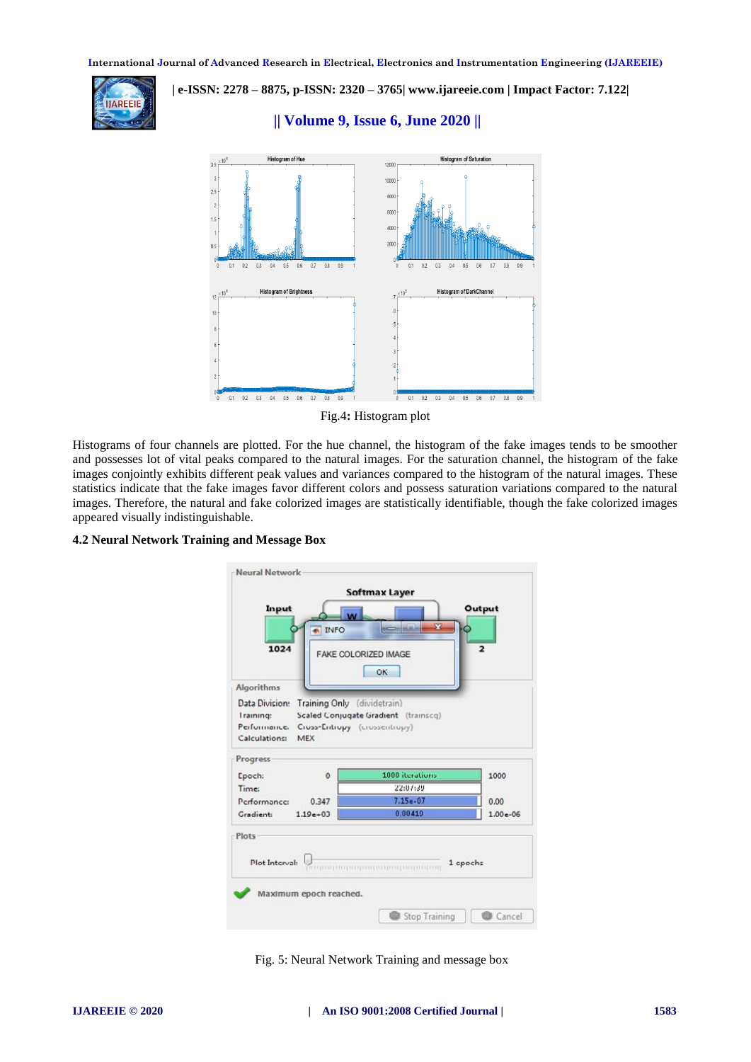Fig.4: Histogram plot

Histograms of four channels are plotted. For the hue channel, the histogram of the fake images tends to be smoother and possesses lot of vital peaks compared to the natural images. For the saturation channel, the histogram of the fake images conjointly exhibits different peak values and variances compared to the histogram of the natural images. These statistics indicate that the fake images favor different colors and possess saturation variations compared to the natural images. Therefore, the natural and fake colorized images are statistically identifiable, though the fake colorized images appeared visually indistinguishable.

### 4.2 Neural Network Training and Message Box

Fig. 5: Neural Network Training and message box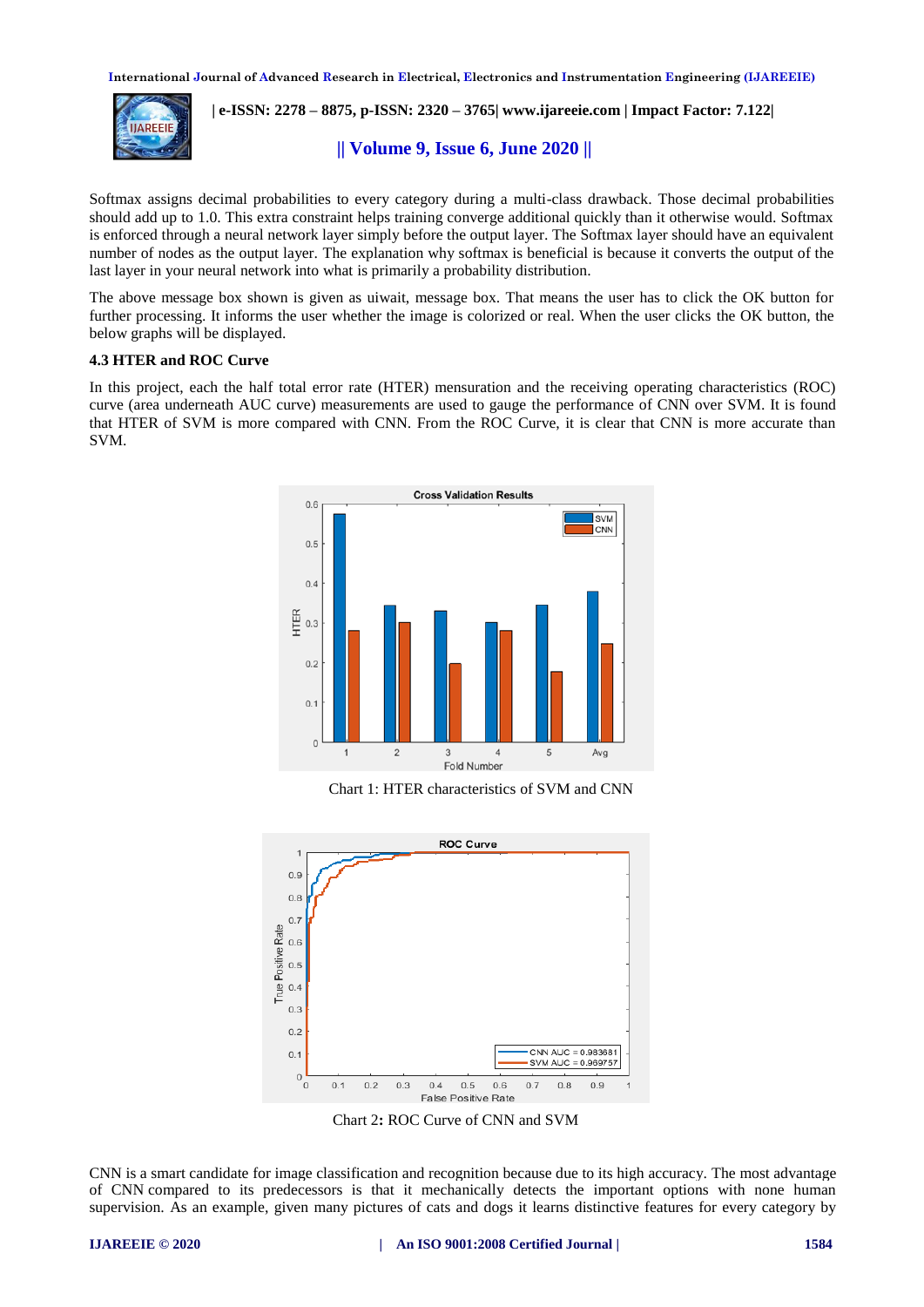Softmax assigns decimal probabilities to every category during a multi-class drawback. Those decimal probabilities should add up to 1.0. This extra constraint helps training converge additional quickly than it otherwise would. Softmax is enforced through a neural network layer simply before the output layer. The Softmax layer should have an equivalent number of nodes as the output layer. The explanation why softmax is beneficial is because it converts the output of the last layer in your neural network into what is primarily a probability distribution.

The above message box shown is given as uiwait, message box. That means the user has to click the OK button for further processing. It informs the user whether the image is colorized or real. When the user clicks the OK button, the below graphs will be displayed.

### 4.3 HTER and ROC Curve

In this project, each the half total error rate (HTER) mensuration and the receiving operating characteristics (ROC) curve (area underneath AUC curve) measurements are used to gauge the performance of CNN over SVM. It is found that HTER of SVM is more compared with CNN. From the ROC Curve, it is clear that CNN is more accurate than SVM.

Chart 1: HTER characteristics of SVM and CNN

Chart 2: ROC Curve of CNN and SVM

CNN is a smart candidate for image classification and recognition because due to its high accuracy. The most advantage of CNN compared to its predecessors is that it mechanically detects the important options with none human supervision. As an example, given many pictures of cats and dogs it learns distinctive features for every category by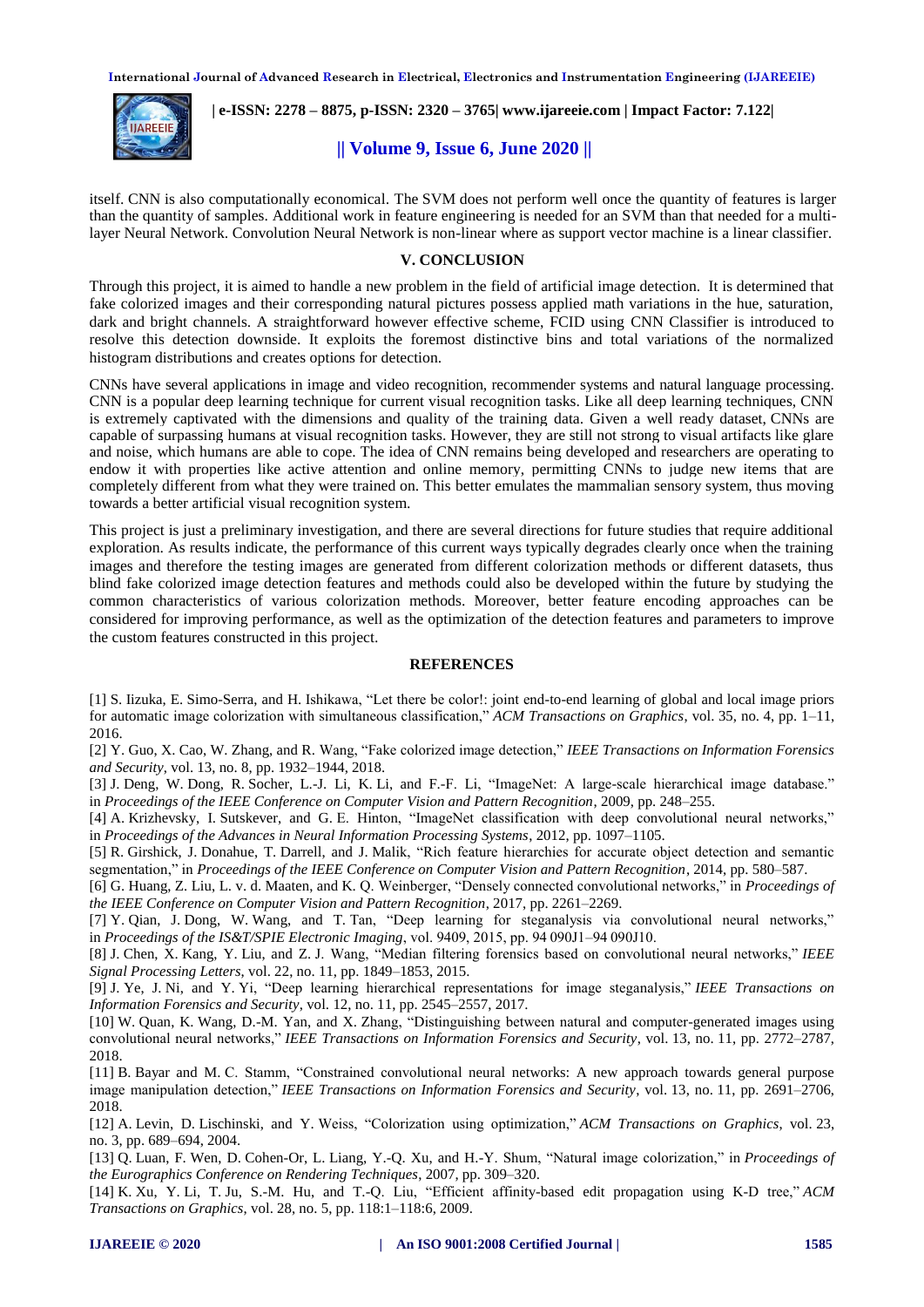itself. CNN is also computationally economical. The SVM does not perform well once the quantity of features is larger than the quantity of samples. Additional work in feature engineering is needed for an SVM than that needed for a multi-layer Neural Network. Convolution Neural Network is non-linear where as support vector machine is a linear classifier.

## V. CONCLUSION

Through this project, it is aimed to handle a new problem in the field of artificial image detection. It is determined that fake colorized images and their corresponding natural pictures possess applied math variations in the hue, saturation, dark and bright channels. A straightforward however effective scheme, FCID using CNN Classifier is introduced to resolve this detection downside. It exploits the foremost distinctive bins and total variations of the normalized histogram distributions and creates options for detection.

CNNs have several applications in image and video recognition, recommender systems and natural language processing. CNN is a popular deep learning technique for current visual recognition tasks. Like all deep learning techniques, CNN is extremely captivated with the dimensions and quality of the training data. Given a well ready dataset, CNNs are capable of surpassing humans at visual recognition tasks. However, they are still not strong to visual artifacts like glare and noise, which humans are able to cope. The idea of CNN remains being developed and researchers are operating to endow it with properties like active attention and online memory, permitting CNNs to judge new items that are completely different from what they were trained on. This better emulates the mammalian sensory system, thus moving towards a better artificial visual recognition system.

This project is just a preliminary investigation, and there are several directions for future studies that require additional exploration. As results indicate, the performance of this current ways typically degrades clearly once when the training images and therefore the testing images are generated from different colorization methods or different datasets, thus blind fake colorized image detection features and methods could also be developed within the future by studying the common characteristics of various colorization methods. Moreover, better feature encoding approaches can be considered for improving performance, as well as the optimization of the detection features and parameters to improve the custom features constructed in this project.

## REFERENCES

[1] S. Iizuka, E. Simo-Serra, and H. Ishikawa, "Let there be color!: joint end-to-end learning of global and local image priors for automatic image colorization with simultaneous classification," *ACM Transactions on Graphics*, vol. 35, no. 4, pp. 1–11, 2016.

[2] Y. Guo, X. Cao, W. Zhang, and R. Wang, "Fake colorized image detection," *IEEE Transactions on Information Forensics and Security*, vol. 13, no. 8, pp. 1932–1944, 2018.

[3] J. Deng, W. Dong, R. Socher, L.-J. Li, K. Li, and F.-F. Li, "ImageNet: A large-scale hierarchical image database." in *Proceedings of the IEEE Conference on Computer Vision and Pattern Recognition*, 2009, pp. 248–255.

[4] A. Krizhevsky, I. Sutskever, and G. E. Hinton, "ImageNet classification with deep convolutional neural networks," in *Proceedings of the Advances in Neural Information Processing Systems*, 2012, pp. 1097–1105.

[5] R. Girshick, J. Donahue, T. Darrell, and J. Malik, "Rich feature hierarchies for accurate object detection and semantic segmentation," in *Proceedings of the IEEE Conference on Computer Vision and Pattern Recognition*, 2014, pp. 580–587.

[6] G. Huang, Z. Liu, L. v. d. Maaten, and K. Q. Weinberger, "Densely connected convolutional networks," in *Proceedings of the IEEE Conference on Computer Vision and Pattern Recognition*, 2017, pp. 2261–2269.

[7] Y. Qian, J. Dong, W. Wang, and T. Tan, "Deep learning for steganalysis via convolutional neural networks," in *Proceedings of the IS&T/SPIE Electronic Imaging*, vol. 9409, 2015, pp. 94 090J1–94 090J10.

[8] J. Chen, X. Kang, Y. Liu, and Z. J. Wang, "Median filtering forensics based on convolutional neural networks," *IEEE Signal Processing Letters*, vol. 22, no. 11, pp. 1849–1853, 2015.

[9] J. Ye, J. Ni, and Y. Yi, "Deep learning hierarchical representations for image steganalysis," *IEEE Transactions on Information Forensics and Security*, vol. 12, no. 11, pp. 2545–2557, 2017.

[10] W. Quan, K. Wang, D.-M. Yan, and X. Zhang, "Distinguishing between natural and computer-generated images using convolutional neural networks," *IEEE Transactions on Information Forensics and Security*, vol. 13, no. 11, pp. 2772–2787, 2018.

[11] B. Bayar and M. C. Stamm, "Constrained convolutional neural networks: A new approach towards general purpose image manipulation detection," *IEEE Transactions on Information Forensics and Security*, vol. 13, no. 11, pp. 2691–2706, 2018.

[12] A. Levin, D. Lischinski, and Y. Weiss, "Colorization using optimization," *ACM Transactions on Graphics*, vol. 23, no. 3, pp. 689–694, 2004.

[13] Q. Luan, F. Wen, D. Cohen-Or, L. Liang, Y.-Q. Xu, and H.-Y. Shum, "Natural image colorization," in *Proceedings of the Eurographics Conference on Rendering Techniques*, 2007, pp. 309–320.

[14] K. Xu, Y. Li, T. Ju, S.-M. Hu, and T.-Q. Liu, "Efficient affinity-based edit propagation using K-D tree," *ACM Transactions on Graphics*, vol. 28, no. 5, pp. 118:1–118:6, 2009.